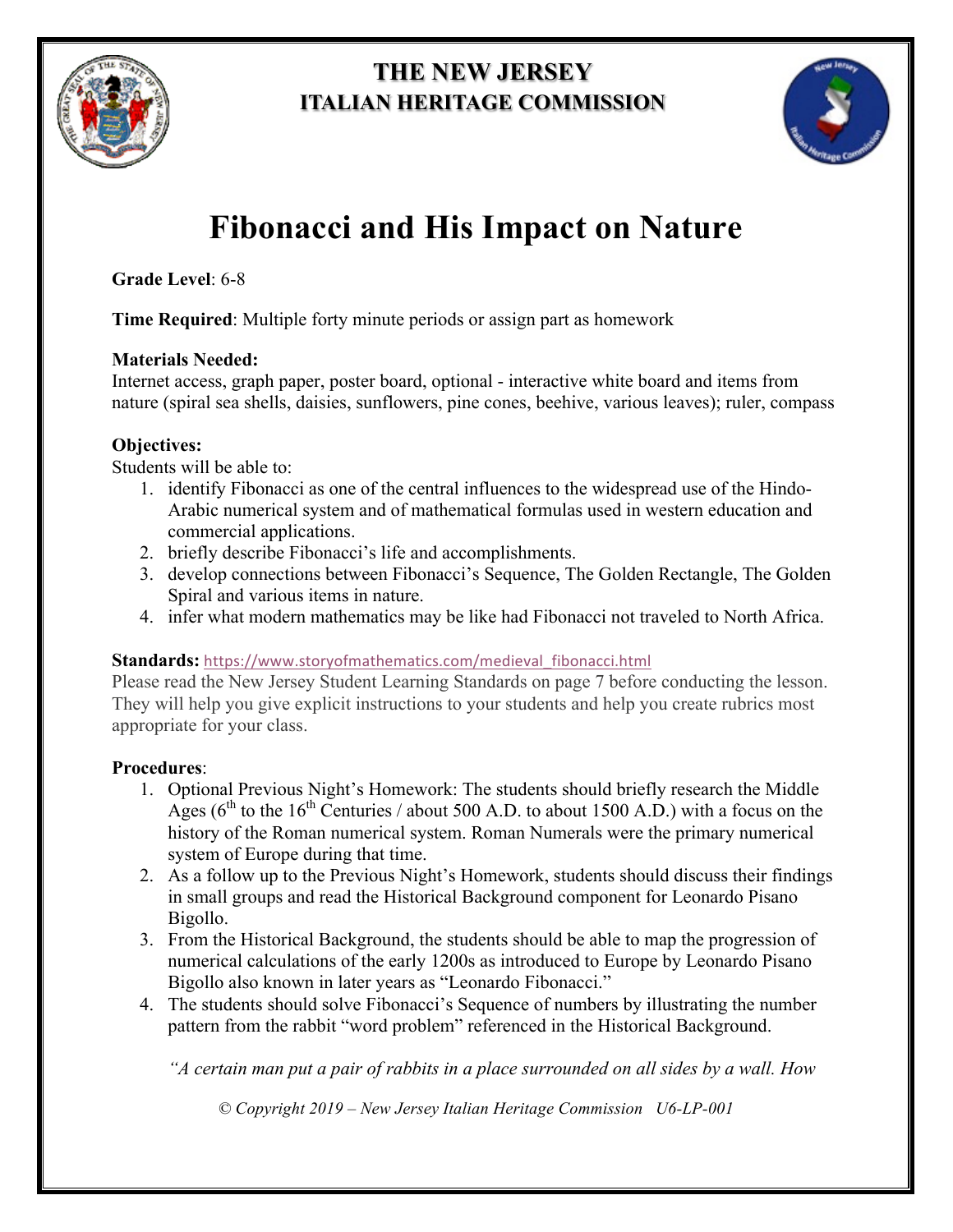**THE NEW JERSEY**
**ITALIAN HERITAGE COMMISSION**

# Fibonacci and His Impact on Nature

**Grade Level**: 6-8

**Time Required**: Multiple forty minute periods or assign part as homework

**Materials Needed:**
Internet access, graph paper, poster board, optional - interactive white board and items from nature (spiral sea shells, daisies, sunflowers, pine cones, beehive, various leaves); ruler, compass

**Objectives:**
Students will be able to:

1. identify Fibonacci as one of the central influences to the widespread use of the Hindo-Arabic numerical system and of mathematical formulas used in western education and commercial applications.
2. briefly describe Fibonacci's life and accomplishments.
3. develop connections between Fibonacci's Sequence, The Golden Rectangle, The Golden Spiral and various items in nature.
4. infer what modern mathematics may be like had Fibonacci not traveled to North Africa.

**Standards:** https://www.storyofmathematics.com/medieval_fibonacci.html
Please read the New Jersey Student Learning Standards on page 7 before conducting the lesson. They will help you give explicit instructions to your students and help you create rubrics most appropriate for your class.

**Procedures**:

1. Optional Previous Night's Homework: The students should briefly research the Middle Ages (6th to the 16th Centuries / about 500 A.D. to about 1500 A.D.) with a focus on the history of the Roman numerical system. Roman Numerals were the primary numerical system of Europe during that time.
2. As a follow up to the Previous Night's Homework, students should discuss their findings in small groups and read the Historical Background component for Leonardo Pisano Bigollo.
3. From the Historical Background, the students should be able to map the progression of numerical calculations of the early 1200s as introduced to Europe by Leonardo Pisano Bigollo also known in later years as "Leonardo Fibonacci."
4. The students should solve Fibonacci's Sequence of numbers by illustrating the number pattern from the rabbit "word problem" referenced in the Historical Background.

*"A certain man put a pair of rabbits in a place surrounded on all sides by a wall. How*

*© Copyright 2019 – New Jersey Italian Heritage Commission U6-LP-001*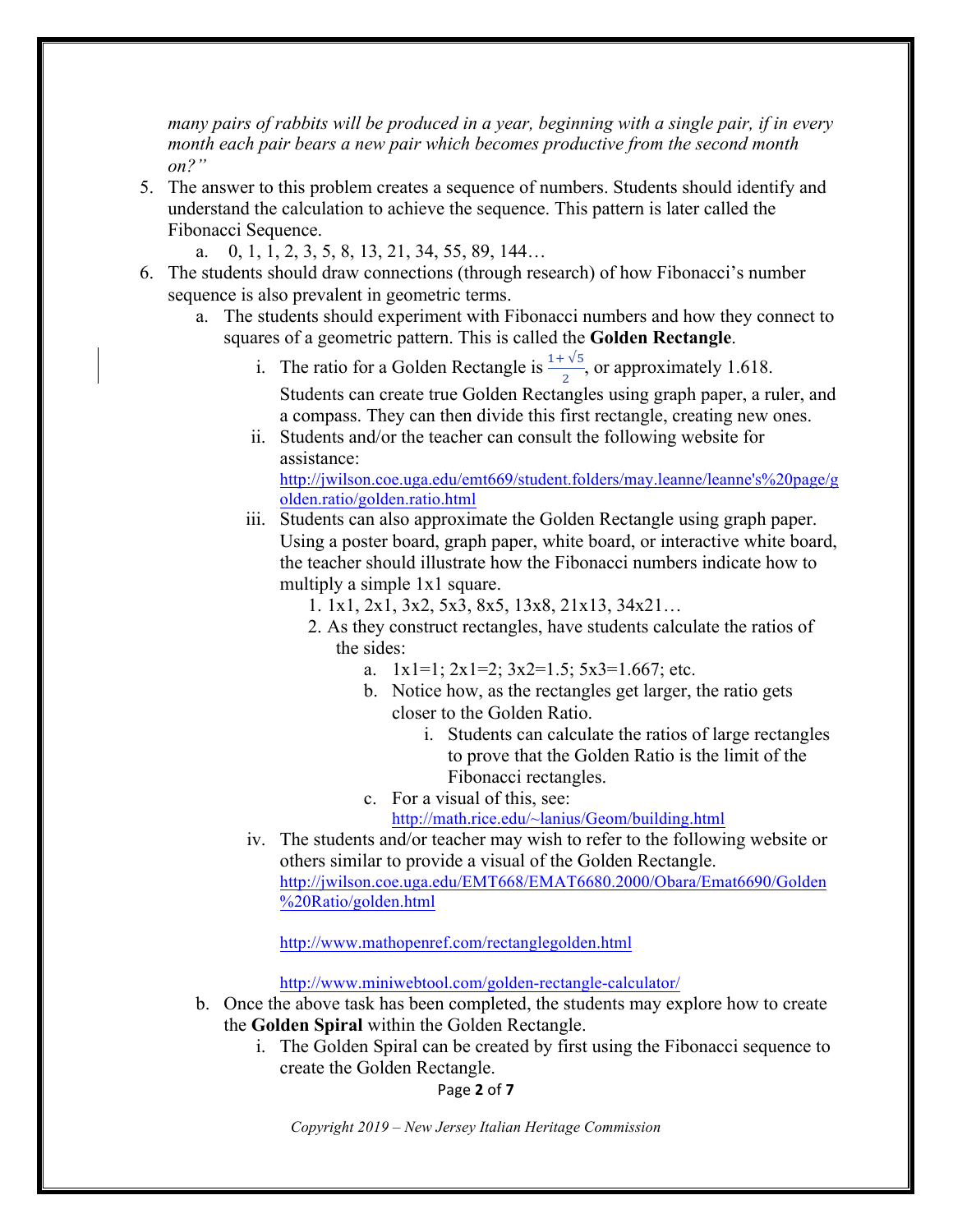*many pairs of rabbits will be produced in a year, beginning with a single pair, if in every month each pair bears a new pair which becomes productive from the second month on?"*

5. The answer to this problem creates a sequence of numbers. Students should identify and understand the calculation to achieve the sequence. This pattern is later called the Fibonacci Sequence.
   a. 0, 1, 1, 2, 3, 5, 8, 13, 21, 34, 55, 89, 144…
6. The students should draw connections (through research) of how Fibonacci's number sequence is also prevalent in geometric terms.
   a. The students should experiment with Fibonacci numbers and how they connect to squares of a geometric pattern. This is called the **Golden Rectangle**.
      i. The ratio for a Golden Rectangle is $\frac{1+\sqrt{5}}{2}$, or approximately 1.618. Students can create true Golden Rectangles using graph paper, a ruler, and a compass. They can then divide this first rectangle, creating new ones.
      ii. Students and/or the teacher can consult the following website for assistance: http://jwilson.coe.uga.edu/emt669/student.folders/may.leanne/leanne's%20page/golden.ratio/golden.ratio.html
      iii. Students can also approximate the Golden Rectangle using graph paper. Using a poster board, graph paper, white board, or interactive white board, the teacher should illustrate how the Fibonacci numbers indicate how to multiply a simple 1x1 square.
         1. 1x1, 2x1, 3x2, 5x3, 8x5, 13x8, 21x13, 34x21…
         2. As they construct rectangles, have students calculate the ratios of the sides:
            a. 1x1=1; 2x1=2; 3x2=1.5; 5x3=1.667; etc.
            b. Notice how, as the rectangles get larger, the ratio gets closer to the Golden Ratio.
               i. Students can calculate the ratios of large rectangles to prove that the Golden Ratio is the limit of the Fibonacci rectangles.
            c. For a visual of this, see: http://math.rice.edu/~lanius/Geom/building.html
      iv. The students and/or teacher may wish to refer to the following website or others similar to provide a visual of the Golden Rectangle. http://jwilson.coe.uga.edu/EMT668/EMAT6680.2000/Obara/Emat6690/Golden%20Ratio/golden.html

         http://www.mathopenref.com/rectanglegolden.html

         http://www.miniwebtool.com/golden-rectangle-calculator/
   b. Once the above task has been completed, the students may explore how to create the **Golden Spiral** within the Golden Rectangle.
      i. The Golden Spiral can be created by first using the Fibonacci sequence to create the Golden Rectangle.

*Copyright 2019 – New Jersey Italian Heritage Commission*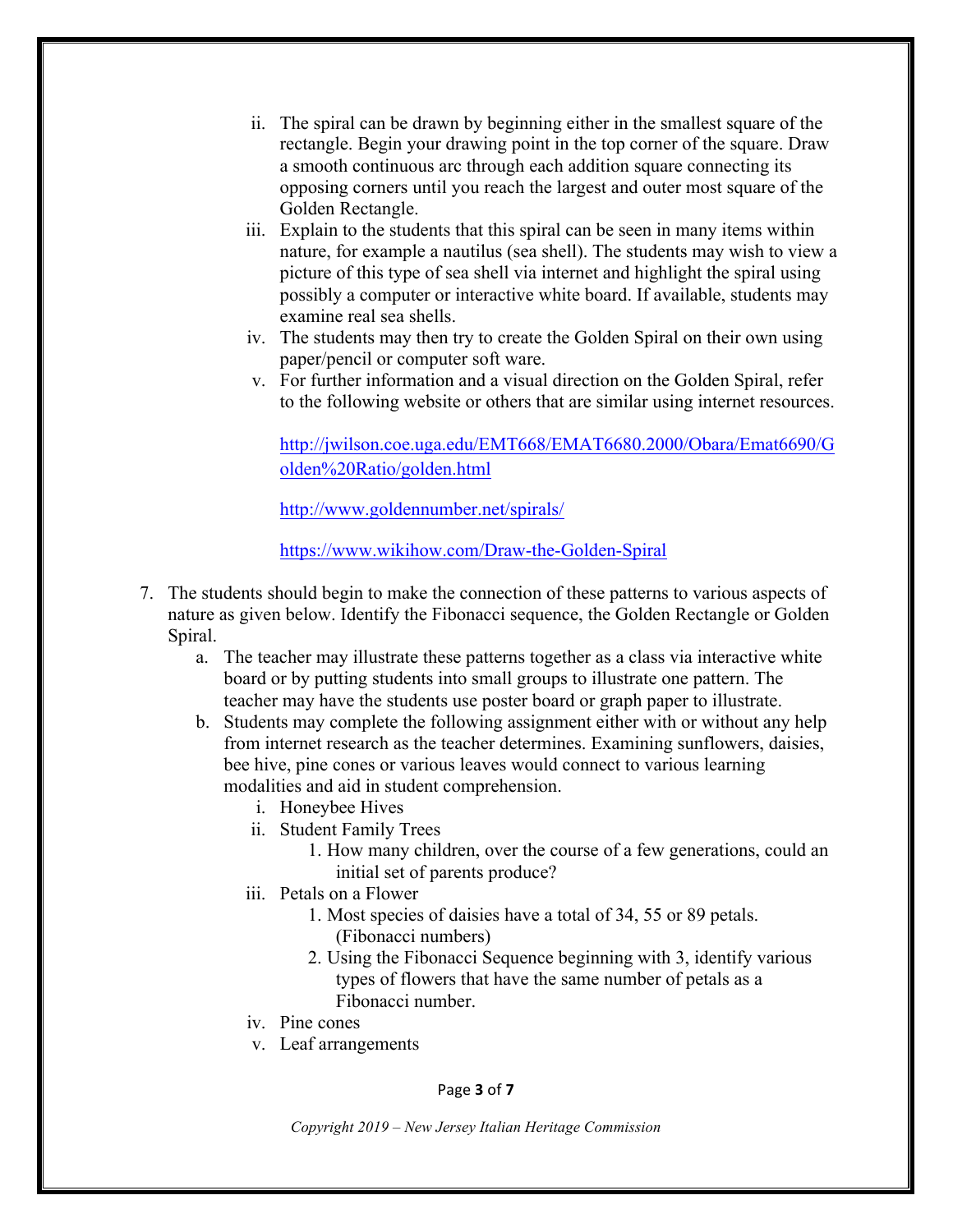ii. The spiral can be drawn by beginning either in the smallest square of the rectangle. Begin your drawing point in the top corner of the square. Draw a smooth continuous arc through each addition square connecting its opposing corners until you reach the largest and outer most square of the Golden Rectangle.

iii. Explain to the students that this spiral can be seen in many items within nature, for example a nautilus (sea shell). The students may wish to view a picture of this type of sea shell via internet and highlight the spiral using possibly a computer or interactive white board. If available, students may examine real sea shells.

iv. The students may then try to create the Golden Spiral on their own using paper/pencil or computer soft ware.

v. For further information and a visual direction on the Golden Spiral, refer to the following website or others that are similar using internet resources.

   http://jwilson.coe.uga.edu/EMT668/EMAT6680.2000/Obara/Emat6690/Golden%20Ratio/golden.html

   http://www.goldennumber.net/spirals/

   https://www.wikihow.com/Draw-the-Golden-Spiral

7. The students should begin to make the connection of these patterns to various aspects of nature as given below. Identify the Fibonacci sequence, the Golden Rectangle or Golden Spiral.
   a. The teacher may illustrate these patterns together as a class via interactive white board or by putting students into small groups to illustrate one pattern. The teacher may have the students use poster board or graph paper to illustrate.
   b. Students may complete the following assignment either with or without any help from internet research as the teacher determines. Examining sunflowers, daisies, bee hive, pine cones or various leaves would connect to various learning modalities and aid in student comprehension.
      i. Honeybee Hives
      ii. Student Family Trees
         1. How many children, over the course of a few generations, could an initial set of parents produce?
      iii. Petals on a Flower
         1. Most species of daisies have a total of 34, 55 or 89 petals. (Fibonacci numbers)
         2. Using the Fibonacci Sequence beginning with 3, identify various types of flowers that have the same number of petals as a Fibonacci number.
      iv. Pine cones
      v. Leaf arrangements

*Copyright 2019 – New Jersey Italian Heritage Commission*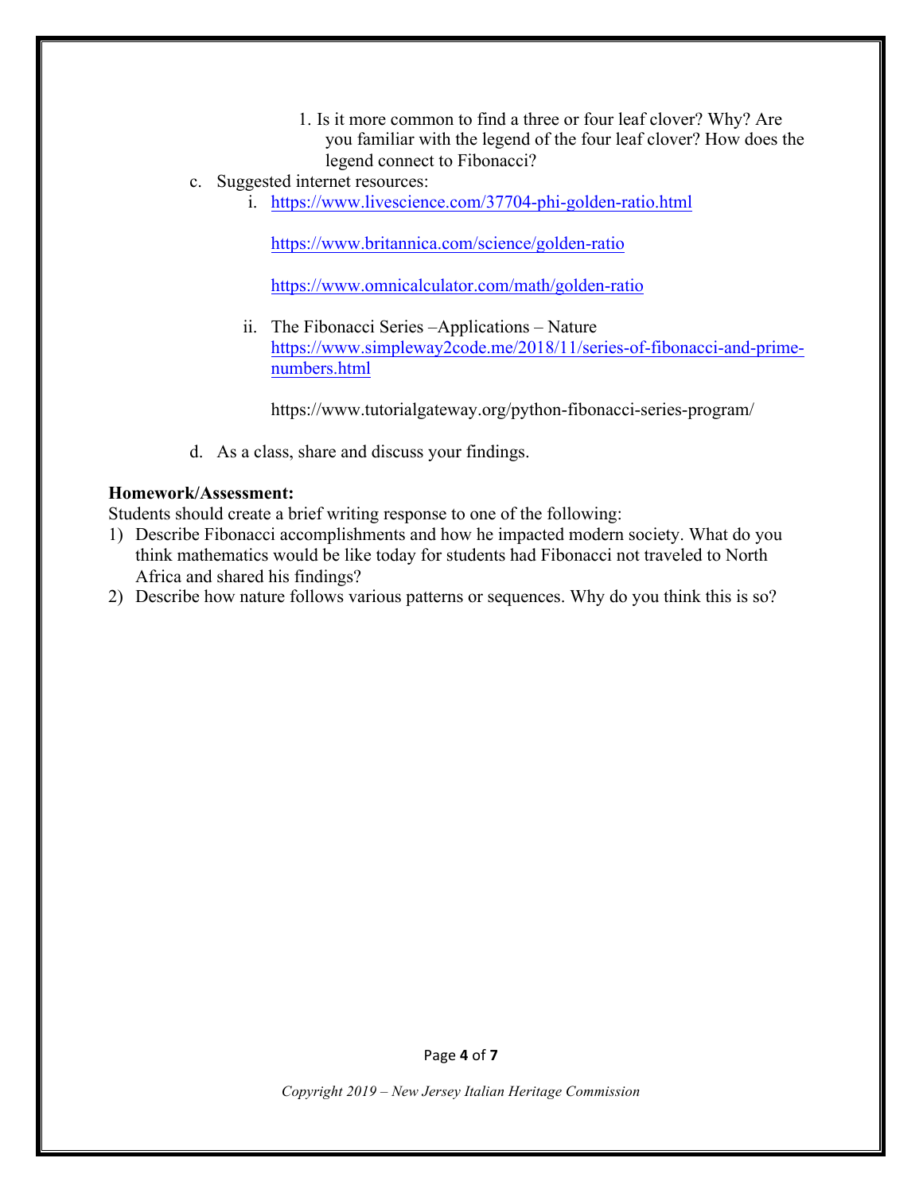1. Is it more common to find a three or four leaf clover? Why? Are you familiar with the legend of the four leaf clover? How does the legend connect to Fibonacci?

c. Suggested internet resources:

   i. https://www.livescience.com/37704-phi-golden-ratio.html

      https://www.britannica.com/science/golden-ratio

      https://www.omnicalculator.com/math/golden-ratio

   ii. The Fibonacci Series –Applications – Nature
      https://www.simpleway2code.me/2018/11/series-of-fibonacci-and-prime-numbers.html

      https://www.tutorialgateway.org/python-fibonacci-series-program/

d. As a class, share and discuss your findings.

**Homework/Assessment:**

Students should create a brief writing response to one of the following:

1) Describe Fibonacci accomplishments and how he impacted modern society. What do you think mathematics would be like today for students had Fibonacci not traveled to North Africa and shared his findings?
2) Describe how nature follows various patterns or sequences. Why do you think this is so?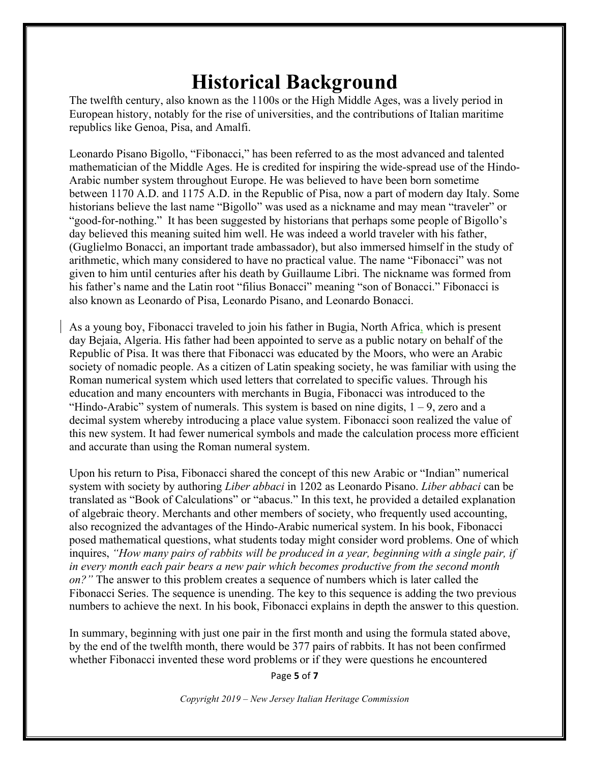# Historical Background

The twelfth century, also known as the 1100s or the High Middle Ages, was a lively period in European history, notably for the rise of universities, and the contributions of Italian maritime republics like Genoa, Pisa, and Amalfi.

Leonardo Pisano Bigollo, "Fibonacci," has been referred to as the most advanced and talented mathematician of the Middle Ages. He is credited for inspiring the wide-spread use of the Hindo-Arabic number system throughout Europe. He was believed to have been born sometime between 1170 A.D. and 1175 A.D. in the Republic of Pisa, now a part of modern day Italy. Some historians believe the last name "Bigollo" was used as a nickname and may mean "traveler" or "good-for-nothing." It has been suggested by historians that perhaps some people of Bigollo's day believed this meaning suited him well. He was indeed a world traveler with his father, (Guglielmo Bonacci, an important trade ambassador), but also immersed himself in the study of arithmetic, which many considered to have no practical value. The name "Fibonacci" was not given to him until centuries after his death by Guillaume Libri. The nickname was formed from his father's name and the Latin root "filius Bonacci" meaning "son of Bonacci." Fibonacci is also known as Leonardo of Pisa, Leonardo Pisano, and Leonardo Bonacci.

As a young boy, Fibonacci traveled to join his father in Bugia, North Africa, which is present day Bejaia, Algeria. His father had been appointed to serve as a public notary on behalf of the Republic of Pisa. It was there that Fibonacci was educated by the Moors, who were an Arabic society of nomadic people. As a citizen of Latin speaking society, he was familiar with using the Roman numerical system which used letters that correlated to specific values. Through his education and many encounters with merchants in Bugia, Fibonacci was introduced to the "Hindo-Arabic" system of numerals. This system is based on nine digits, 1 – 9, zero and a decimal system whereby introducing a place value system. Fibonacci soon realized the value of this new system. It had fewer numerical symbols and made the calculation process more efficient and accurate than using the Roman numeral system.

Upon his return to Pisa, Fibonacci shared the concept of this new Arabic or "Indian" numerical system with society by authoring *Liber abbaci* in 1202 as Leonardo Pisano. *Liber abbaci* can be translated as "Book of Calculations" or "abacus." In this text, he provided a detailed explanation of algebraic theory. Merchants and other members of society, who frequently used accounting, also recognized the advantages of the Hindo-Arabic numerical system. In his book, Fibonacci posed mathematical questions, what students today might consider word problems. One of which inquires, *"How many pairs of rabbits will be produced in a year, beginning with a single pair, if in every month each pair bears a new pair which becomes productive from the second month on?"* The answer to this problem creates a sequence of numbers which is later called the Fibonacci Series. The sequence is unending. The key to this sequence is adding the two previous numbers to achieve the next. In his book, Fibonacci explains in depth the answer to this question.

In summary, beginning with just one pair in the first month and using the formula stated above, by the end of the twelfth month, there would be 377 pairs of rabbits. It has not been confirmed whether Fibonacci invented these word problems or if they were questions he encountered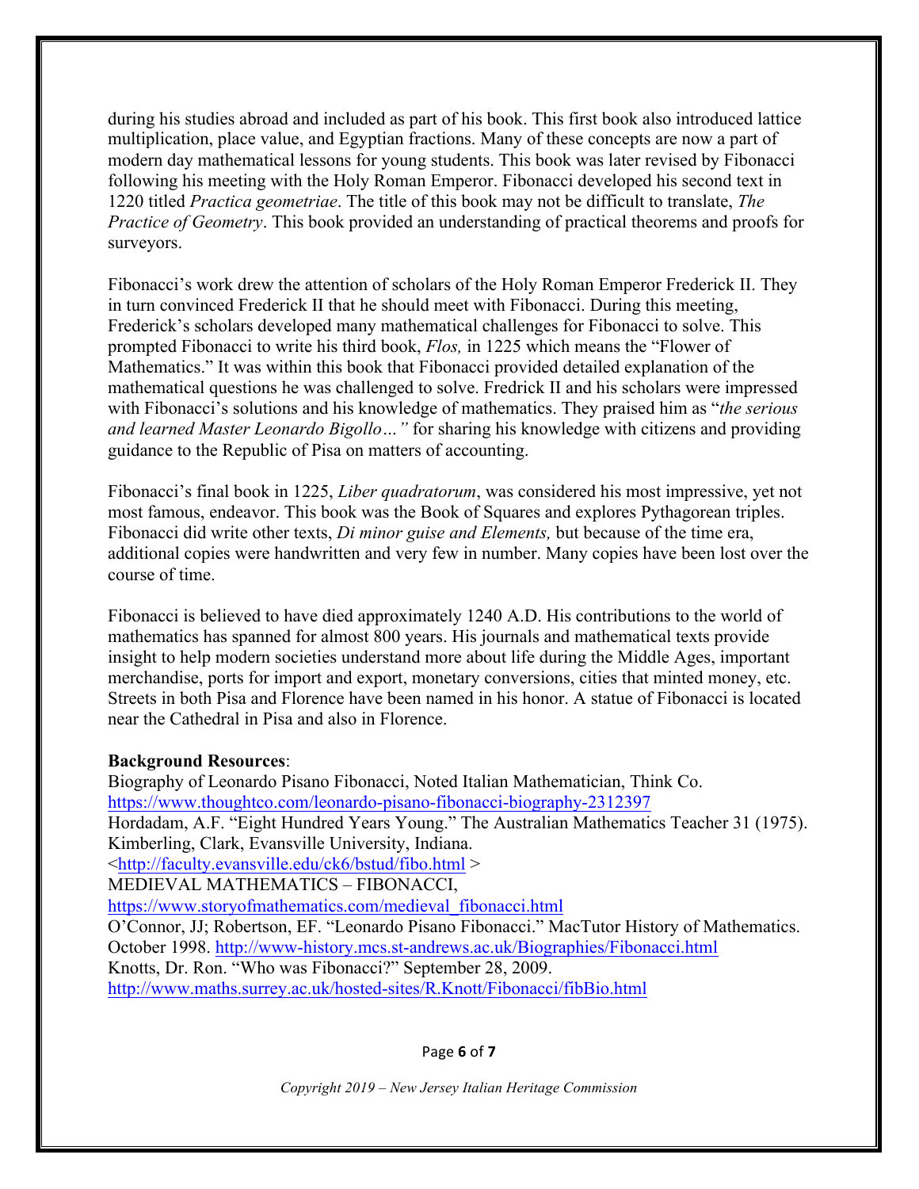during his studies abroad and included as part of his book. This first book also introduced lattice multiplication, place value, and Egyptian fractions. Many of these concepts are now a part of modern day mathematical lessons for young students. This book was later revised by Fibonacci following his meeting with the Holy Roman Emperor. Fibonacci developed his second text in 1220 titled *Practica geometriae*. The title of this book may not be difficult to translate, *The Practice of Geometry*. This book provided an understanding of practical theorems and proofs for surveyors.

Fibonacci's work drew the attention of scholars of the Holy Roman Emperor Frederick II. They in turn convinced Frederick II that he should meet with Fibonacci. During this meeting, Frederick's scholars developed many mathematical challenges for Fibonacci to solve. This prompted Fibonacci to write his third book, *Flos,* in 1225 which means the "Flower of Mathematics." It was within this book that Fibonacci provided detailed explanation of the mathematical questions he was challenged to solve. Fredrick II and his scholars were impressed with Fibonacci's solutions and his knowledge of mathematics. They praised him as "*the serious and learned Master Leonardo Bigollo…"* for sharing his knowledge with citizens and providing guidance to the Republic of Pisa on matters of accounting.

Fibonacci's final book in 1225, *Liber quadratorum*, was considered his most impressive, yet not most famous, endeavor. This book was the Book of Squares and explores Pythagorean triples. Fibonacci did write other texts, *Di minor guise and Elements,* but because of the time era, additional copies were handwritten and very few in number. Many copies have been lost over the course of time.

Fibonacci is believed to have died approximately 1240 A.D. His contributions to the world of mathematics has spanned for almost 800 years. His journals and mathematical texts provide insight to help modern societies understand more about life during the Middle Ages, important merchandise, ports for import and export, monetary conversions, cities that minted money, etc. Streets in both Pisa and Florence have been named in his honor. A statue of Fibonacci is located near the Cathedral in Pisa and also in Florence.

**Background Resources**:

Biography of Leonardo Pisano Fibonacci, Noted Italian Mathematician, Think Co.
https://www.thoughtco.com/leonardo-pisano-fibonacci-biography-2312397

Hordadam, A.F. "Eight Hundred Years Young." The Australian Mathematics Teacher 31 (1975).

Kimberling, Clark, Evansville University, Indiana.
<http://faculty.evansville.edu/ck6/bstud/fibo.html >

MEDIEVAL MATHEMATICS – FIBONACCI,
https://www.storyofmathematics.com/medieval_fibonacci.html

O'Connor, JJ; Robertson, EF. "Leonardo Pisano Fibonacci." MacTutor History of Mathematics. October 1998. http://www-history.mcs.st-andrews.ac.uk/Biographies/Fibonacci.html

Knotts, Dr. Ron. "Who was Fibonacci?" September 28, 2009.
http://www.maths.surrey.ac.uk/hosted-sites/R.Knott/Fibonacci/fibBio.html

*Copyright 2019 – New Jersey Italian Heritage Commission*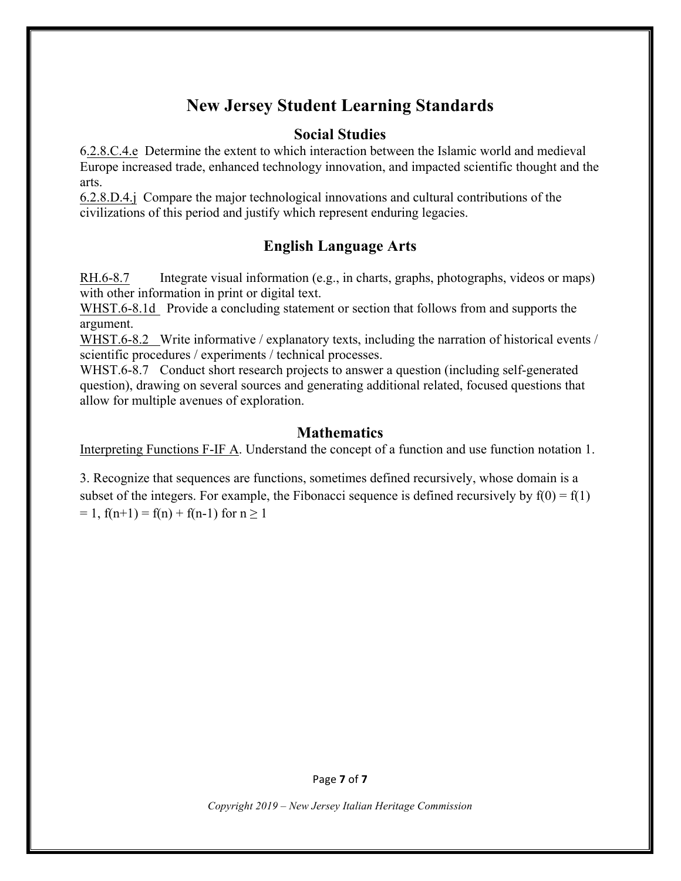# New Jersey Student Learning Standards

## Social Studies

6.2.8.C.4.e Determine the extent to which interaction between the Islamic world and medieval Europe increased trade, enhanced technology innovation, and impacted scientific thought and the arts.

6.2.8.D.4.j Compare the major technological innovations and cultural contributions of the civilizations of this period and justify which represent enduring legacies.

## English Language Arts

RH.6-8.7 Integrate visual information (e.g., in charts, graphs, photographs, videos or maps) with other information in print or digital text.

WHST.6-8.1d Provide a concluding statement or section that follows from and supports the argument.

WHST.6-8.2 Write informative / explanatory texts, including the narration of historical events / scientific procedures / experiments / technical processes.

WHST.6-8.7 Conduct short research projects to answer a question (including self-generated question), drawing on several sources and generating additional related, focused questions that allow for multiple avenues of exploration.

## Mathematics

Interpreting Functions F-IF A. Understand the concept of a function and use function notation 1.

3. Recognize that sequences are functions, sometimes defined recursively, whose domain is a subset of the integers. For example, the Fibonacci sequence is defined recursively by $f(0) = f(1) = 1$, $f(n+1) = f(n) + f(n-1)$ for $n \geq 1$

*Copyright 2019 – New Jersey Italian Heritage Commission*